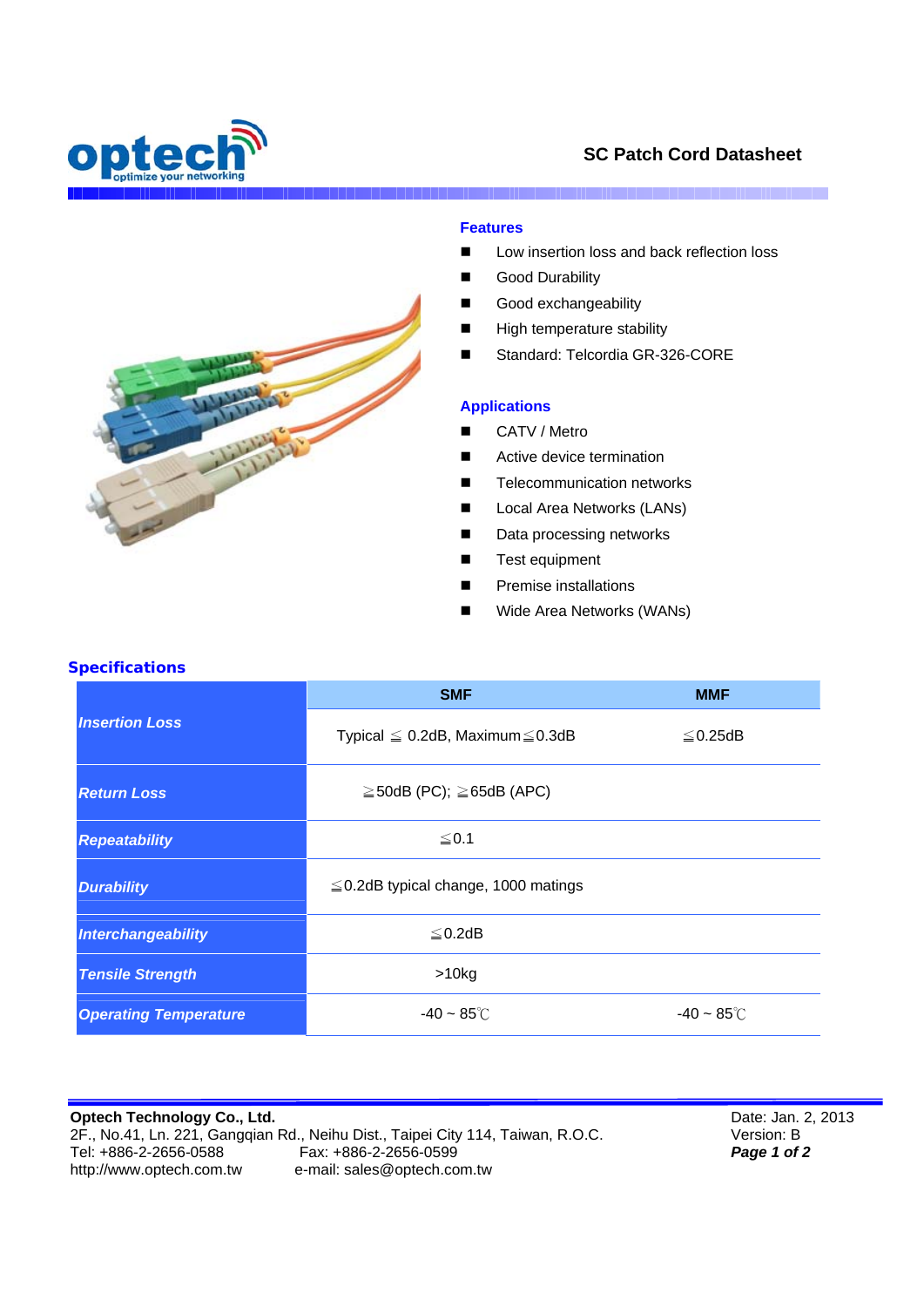# SC Patch Cord Datasheet

## Features

- Low insertion loss and back reflection loss
- Good Durability
- Good exchangeability
- High temperature stability
- Standard: Telcordia GR-326-CORE

## Applications

- CATV / Metro
- Active device termination
- Telecommunication networks
- Local Area Networks (LANs)
- Data processing networks
- Test equipment
- Premise installations
- Wide Area Networks (WANs)

## Specifications

| | SMF | MMF |
|---|---|---|
| ***Insertion Loss*** | Typical ≦ 0.2dB, Maximum≦0.3dB | ≦0.25dB |
| ***Return Loss*** | ≧50dB (PC); ≧65dB (APC) | |
| ***Repeatability*** | ≦0.1 | |
| ***Durability*** | ≦0.2dB typical change, 1000 matings | |
| ***Interchangeability*** | ≦0.2dB | |
| ***Tensile Strength*** | >10kg | |
| ***Operating Temperature*** | -40 ~ 85℃ | -40 ~ 85℃ |

**Optech Technology Co., Ltd.**
2F., No.41, Ln. 221, Gangqian Rd., Neihu Dist., Taipei City 114, Taiwan, R.O.C.
Tel: +886-2-2656-0588 Fax: +886-2-2656-0599
http://www.optech.com.tw e-mail: sales@optech.com.tw

Date: Jan. 2, 2013
Version: B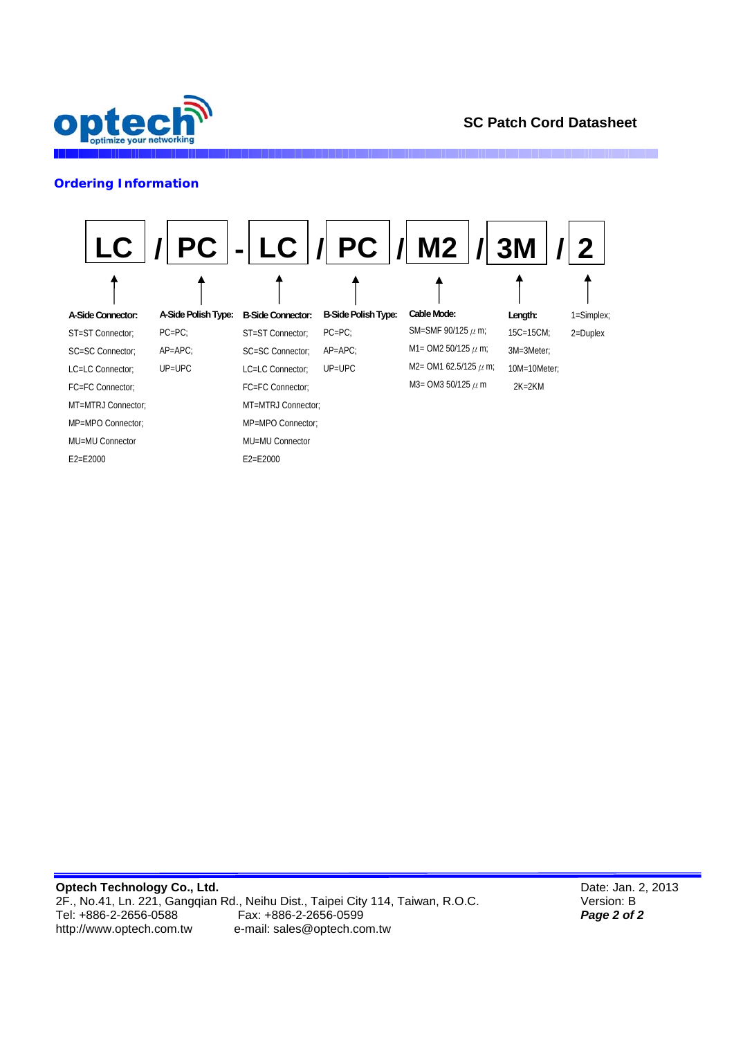## Ordering Information

**LC / PC - LC / PC / M2 / 3M / 2**

| A-Side Connector: | A-Side Polish Type: | B-Side Connector: | B-Side Polish Type: | Cable Mode: | Length: | |
|---|---|---|---|---|---|---|
| ST=ST Connector; | PC=PC; | ST=ST Connector; | PC=PC; | SM=SMF 90/125 μm; | 15C=15CM; | 1=Simplex; |
| SC=SC Connector; | AP=APC; | SC=SC Connector; | AP=APC; | M1= OM2 50/125 μm; | 3M=3Meter; | 2=Duplex |
| LC=LC Connector; | UP=UPC | LC=LC Connector; | UP=UPC | M2= OM1 62.5/125 μm; | 10M=10Meter; | |
| FC=FC Connector; | | FC=FC Connector; | | M3= OM3 50/125 μm | 2K=2KM | |
| MT=MTRJ Connector; | | MT=MTRJ Connector; | | | | |
| MP=MPO Connector; | | MP=MPO Connector; | | | | |
| MU=MU Connector | | MU=MU Connector | | | | |
| E2=E2000 | | E2=E2000 | | | | |